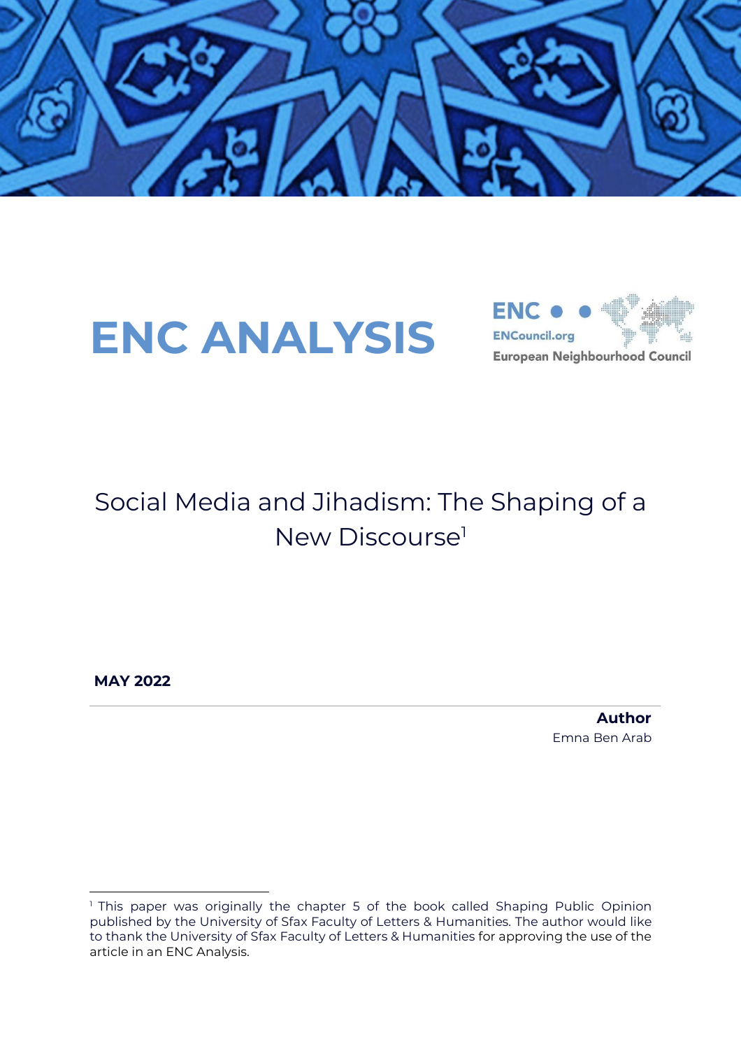# ENC ANALYSIS

ENC
ENCouncil.org
European Neighbourhood Council

## Social Media and Jihadism: The Shaping of a New Discourse[1]

**MAY 2022**

**Author**
Emna Ben Arab

[1] This paper was originally the chapter 5 of the book called Shaping Public Opinion published by the University of Sfax Faculty of Letters & Humanities. The author would like to thank the University of Sfax Faculty of Letters & Humanities for approving the use of the article in an ENC Analysis.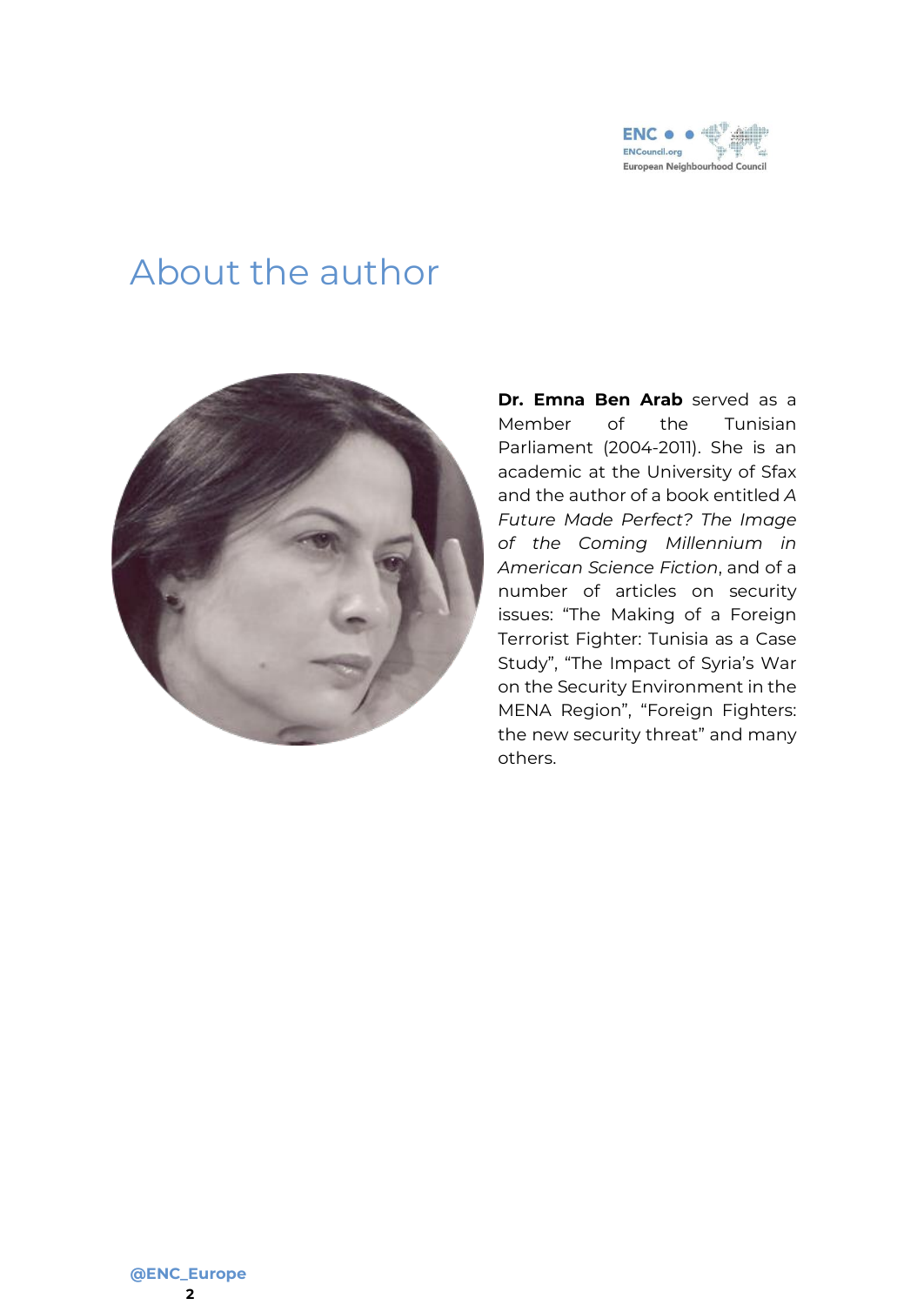# About the author

**Dr. Emna Ben Arab** served as a Member of the Tunisian Parliament (2004-2011). She is an academic at the University of Sfax and the author of a book entitled *A Future Made Perfect? The Image of the Coming Millennium in American Science Fiction*, and of a number of articles on security issues: "The Making of a Foreign Terrorist Fighter: Tunisia as a Case Study", "The Impact of Syria's War on the Security Environment in the MENA Region", "Foreign Fighters: the new security threat" and many others.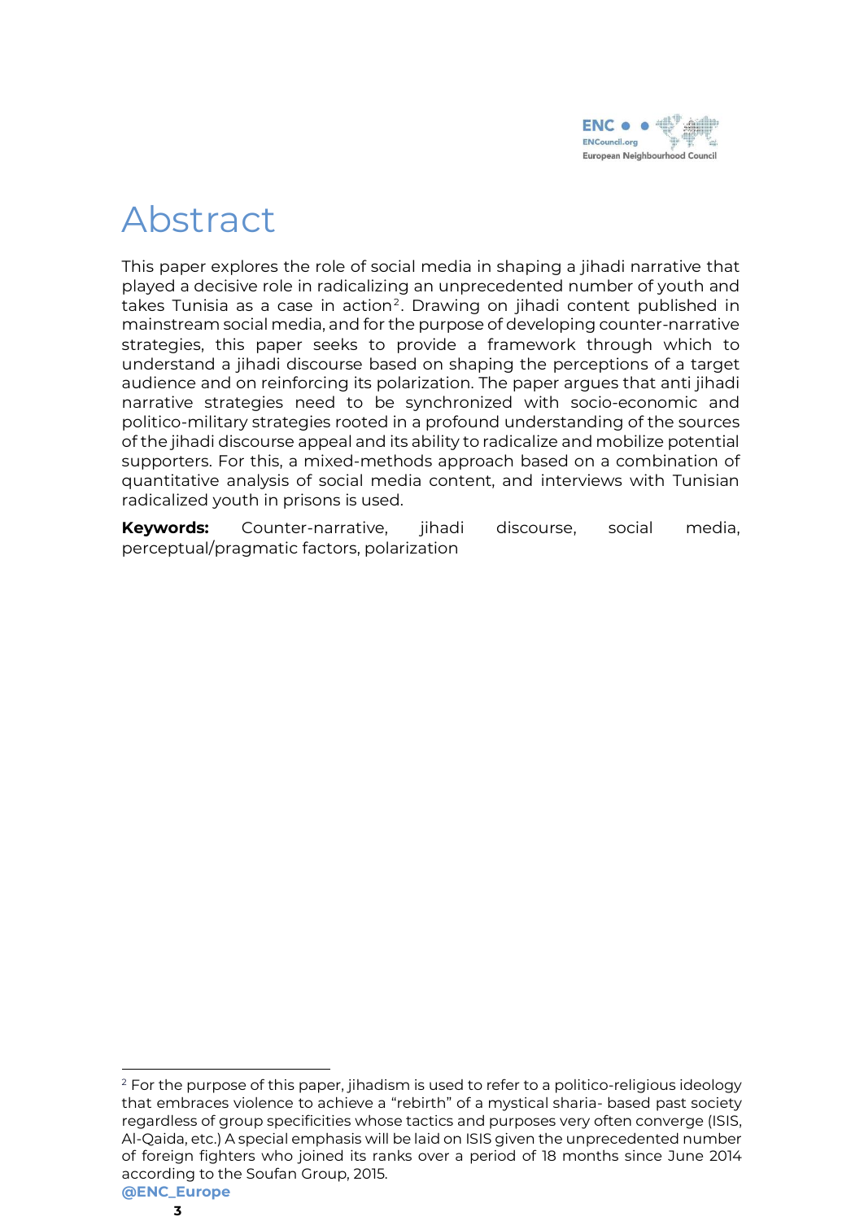# Abstract

This paper explores the role of social media in shaping a jihadi narrative that played a decisive role in radicalizing an unprecedented number of youth and takes Tunisia as a case in action[2]. Drawing on jihadi content published in mainstream social media, and for the purpose of developing counter-narrative strategies, this paper seeks to provide a framework through which to understand a jihadi discourse based on shaping the perceptions of a target audience and on reinforcing its polarization. The paper argues that anti jihadi narrative strategies need to be synchronized with socio-economic and politico-military strategies rooted in a profound understanding of the sources of the jihadi discourse appeal and its ability to radicalize and mobilize potential supporters. For this, a mixed-methods approach based on a combination of quantitative analysis of social media content, and interviews with Tunisian radicalized youth in prisons is used.

**Keywords:** Counter-narrative, jihadi discourse, social media, perceptual/pragmatic factors, polarization

[2] For the purpose of this paper, jihadism is used to refer to a politico-religious ideology that embraces violence to achieve a "rebirth" of a mystical sharia- based past society regardless of group specificities whose tactics and purposes very often converge (ISIS, Al-Qaida, etc.) A special emphasis will be laid on ISIS given the unprecedented number of foreign fighters who joined its ranks over a period of 18 months since June 2014 according to the Soufan Group, 2015.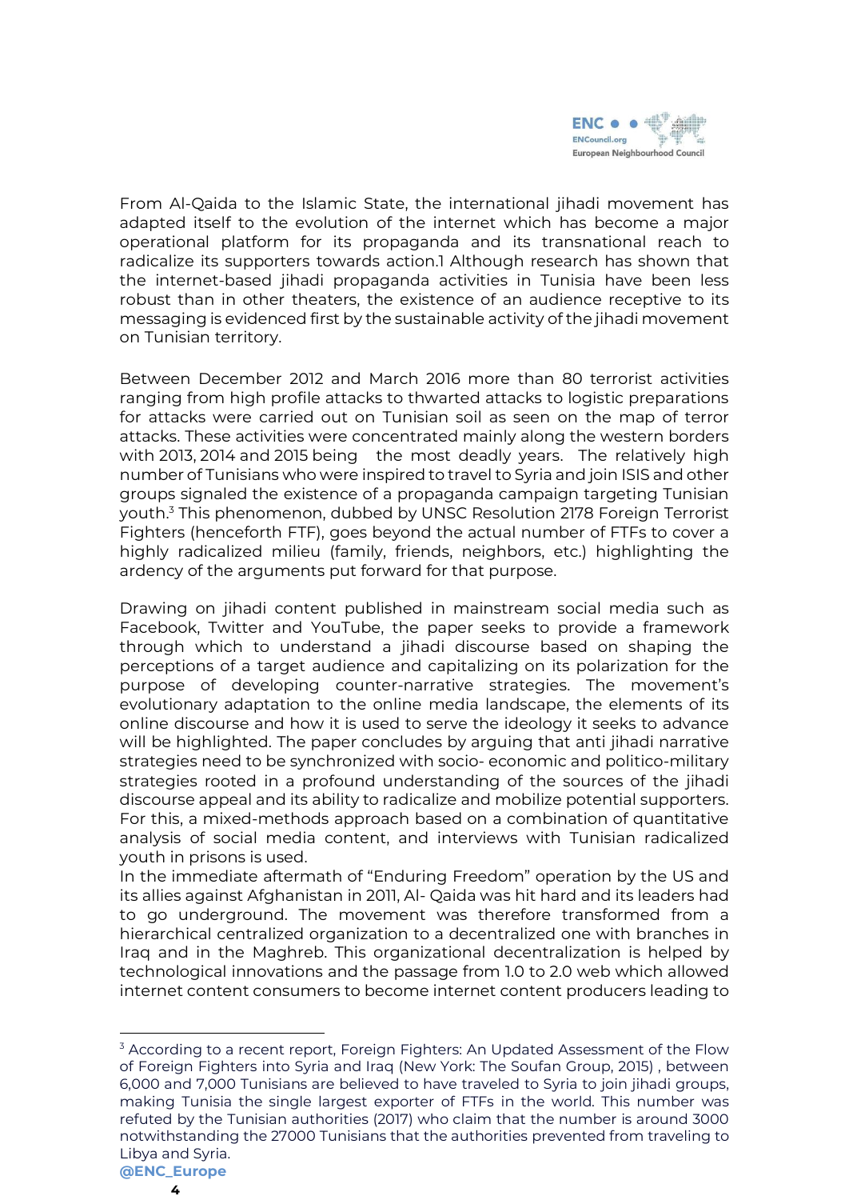From Al-Qaida to the Islamic State, the international jihadi movement has adapted itself to the evolution of the internet which has become a major operational platform for its propaganda and its transnational reach to radicalize its supporters towards action.1 Although research has shown that the internet-based jihadi propaganda activities in Tunisia have been less robust than in other theaters, the existence of an audience receptive to its messaging is evidenced first by the sustainable activity of the jihadi movement on Tunisian territory.

Between December 2012 and March 2016 more than 80 terrorist activities ranging from high profile attacks to thwarted attacks to logistic preparations for attacks were carried out on Tunisian soil as seen on the map of terror attacks. These activities were concentrated mainly along the western borders with 2013, 2014 and 2015 being the most deadly years. The relatively high number of Tunisians who were inspired to travel to Syria and join ISIS and other groups signaled the existence of a propaganda campaign targeting Tunisian youth.[3] This phenomenon, dubbed by UNSC Resolution 2178 Foreign Terrorist Fighters (henceforth FTF), goes beyond the actual number of FTFs to cover a highly radicalized milieu (family, friends, neighbors, etc.) highlighting the ardency of the arguments put forward for that purpose.

Drawing on jihadi content published in mainstream social media such as Facebook, Twitter and YouTube, the paper seeks to provide a framework through which to understand a jihadi discourse based on shaping the perceptions of a target audience and capitalizing on its polarization for the purpose of developing counter-narrative strategies. The movement's evolutionary adaptation to the online media landscape, the elements of its online discourse and how it is used to serve the ideology it seeks to advance will be highlighted. The paper concludes by arguing that anti jihadi narrative strategies need to be synchronized with socio- economic and politico-military strategies rooted in a profound understanding of the sources of the jihadi discourse appeal and its ability to radicalize and mobilize potential supporters. For this, a mixed-methods approach based on a combination of quantitative analysis of social media content, and interviews with Tunisian radicalized youth in prisons is used.
In the immediate aftermath of "Enduring Freedom" operation by the US and its allies against Afghanistan in 2011, Al- Qaida was hit hard and its leaders had to go underground. The movement was therefore transformed from a hierarchical centralized organization to a decentralized one with branches in Iraq and in the Maghreb. This organizational decentralization is helped by technological innovations and the passage from 1.0 to 2.0 web which allowed internet content consumers to become internet content producers leading to

---

[3] According to a recent report, Foreign Fighters: An Updated Assessment of the Flow of Foreign Fighters into Syria and Iraq (New York: The Soufan Group, 2015) , between 6,000 and 7,000 Tunisians are believed to have traveled to Syria to join jihadi groups, making Tunisia the single largest exporter of FTFs in the world. This number was refuted by the Tunisian authorities (2017) who claim that the number is around 3000 notwithstanding the 27000 Tunisians that the authorities prevented from traveling to Libya and Syria.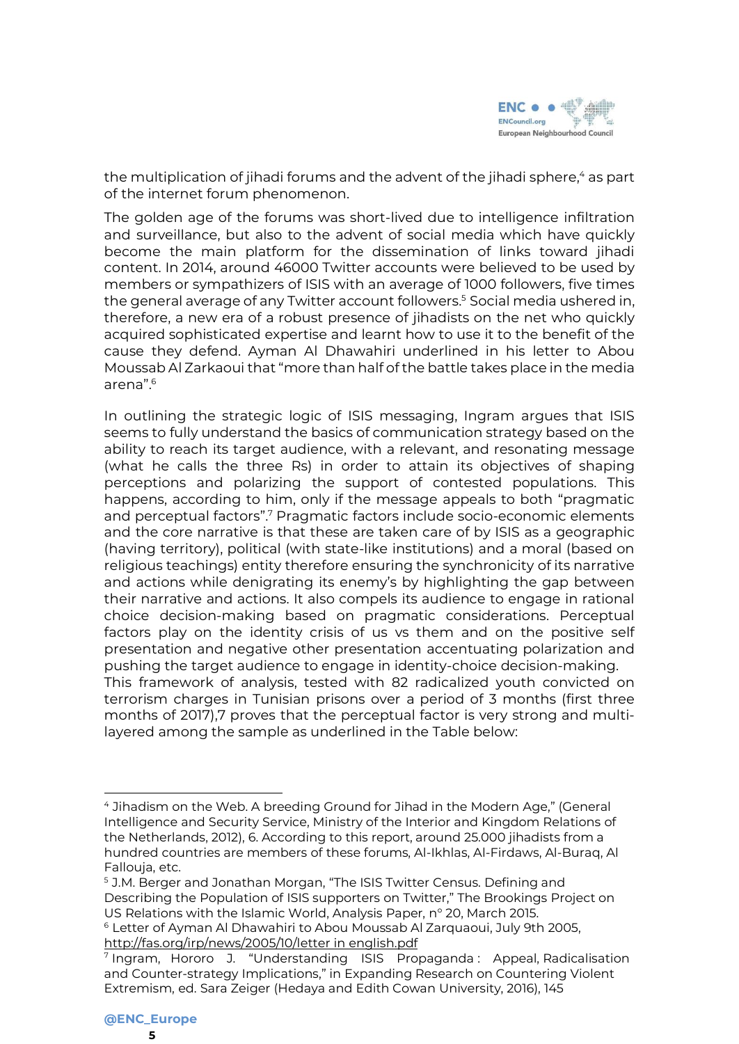the multiplication of jihadi forums and the advent of the jihadi sphere,[4] as part of the internet forum phenomenon.

The golden age of the forums was short-lived due to intelligence infiltration and surveillance, but also to the advent of social media which have quickly become the main platform for the dissemination of links toward jihadi content. In 2014, around 46000 Twitter accounts were believed to be used by members or sympathizers of ISIS with an average of 1000 followers, five times the general average of any Twitter account followers.[5] Social media ushered in, therefore, a new era of a robust presence of jihadists on the net who quickly acquired sophisticated expertise and learnt how to use it to the benefit of the cause they defend. Ayman Al Dhawahiri underlined in his letter to Abou Moussab Al Zarkaoui that "more than half of the battle takes place in the media arena".[6]

In outlining the strategic logic of ISIS messaging, Ingram argues that ISIS seems to fully understand the basics of communication strategy based on the ability to reach its target audience, with a relevant, and resonating message (what he calls the three Rs) in order to attain its objectives of shaping perceptions and polarizing the support of contested populations. This happens, according to him, only if the message appeals to both "pragmatic and perceptual factors".[7] Pragmatic factors include socio-economic elements and the core narrative is that these are taken care of by ISIS as a geographic (having territory), political (with state-like institutions) and a moral (based on religious teachings) entity therefore ensuring the synchronicity of its narrative and actions while denigrating its enemy's by highlighting the gap between their narrative and actions. It also compels its audience to engage in rational choice decision-making based on pragmatic considerations. Perceptual factors play on the identity crisis of us vs them and on the positive self presentation and negative other presentation accentuating polarization and pushing the target audience to engage in identity-choice decision-making.
This framework of analysis, tested with 82 radicalized youth convicted on terrorism charges in Tunisian prisons over a period of 3 months (first three months of 2017),7 proves that the perceptual factor is very strong and multi-layered among the sample as underlined in the Table below:

---

[4] Jihadism on the Web. A breeding Ground for Jihad in the Modern Age," (General Intelligence and Security Service, Ministry of the Interior and Kingdom Relations of the Netherlands, 2012), 6. According to this report, around 25.000 jihadists from a hundred countries are members of these forums, Al-Ikhlas, Al-Firdaws, Al-Buraq, Al Fallouja, etc.

[5] J.M. Berger and Jonathan Morgan, "The ISIS Twitter Census. Defining and Describing the Population of ISIS supporters on Twitter," The Brookings Project on US Relations with the Islamic World, Analysis Paper, n° 20, March 2015.

[6] Letter of Ayman Al Dhawahiri to Abou Moussab Al Zarquaoui, July 9th 2005, http://fas.org/irp/news/2005/10/letter in english.pdf

[7] Ingram, Hororo J. "Understanding ISIS Propaganda : Appeal, Radicalisation and Counter-strategy Implications," in Expanding Research on Countering Violent Extremism, ed. Sara Zeiger (Hedaya and Edith Cowan University, 2016), 145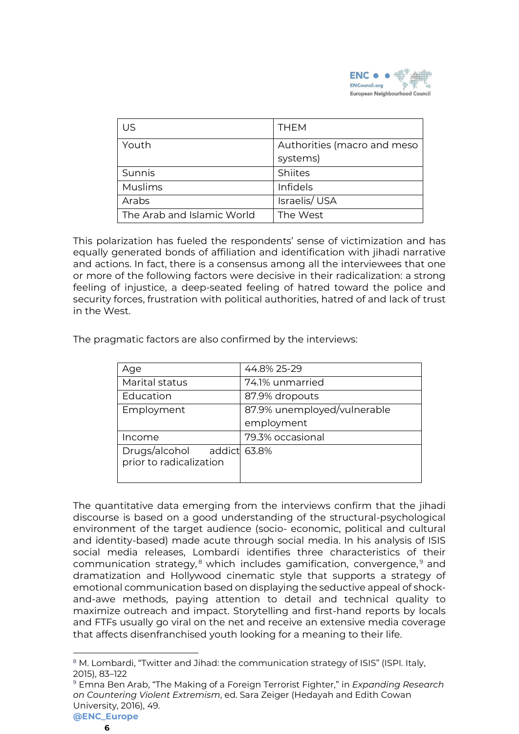| US | THEM |
|---|---|
| Youth | Authorities (macro and meso systems) |
| Sunnis | Shiites |
| Muslims | Infidels |
| Arabs | Israelis/ USA |
| The Arab and Islamic World | The West |

This polarization has fueled the respondents' sense of victimization and has equally generated bonds of affiliation and identification with jihadi narrative and actions. In fact, there is a consensus among all the interviewees that one or more of the following factors were decisive in their radicalization: a strong feeling of injustice, a deep-seated feeling of hatred toward the police and security forces, frustration with political authorities, hatred of and lack of trust in the West.

The pragmatic factors are also confirmed by the interviews:

| Age | 44.8% 25-29 |
|---|---|
| Marital status | 74.1% unmarried |
| Education | 87.9% dropouts |
| Employment | 87.9% unemployed/vulnerable employment |
| Income | 79.3% occasional |
| Drugs/alcohol addict prior to radicalization | 63.8% |

The quantitative data emerging from the interviews confirm that the jihadi discourse is based on a good understanding of the structural-psychological environment of the target audience (socio- economic, political and cultural and identity-based) made acute through social media. In his analysis of ISIS social media releases, Lombardi identifies three characteristics of their communication strategy,[8] which includes gamification, convergence,[9] and dramatization and Hollywood cinematic style that supports a strategy of emotional communication based on displaying the seductive appeal of shock-and-awe methods, paying attention to detail and technical quality to maximize outreach and impact. Storytelling and first-hand reports by locals and FTFs usually go viral on the net and receive an extensive media coverage that affects disenfranchised youth looking for a meaning to their life.

[8] M. Lombardi, "Twitter and Jihad: the communication strategy of ISIS" (ISPI. Italy, 2015), 83–122

[9] Emna Ben Arab, "The Making of a Foreign Terrorist Fighter," in *Expanding Research on Countering Violent Extremism*, ed. Sara Zeiger (Hedayah and Edith Cowan University, 2016), 49.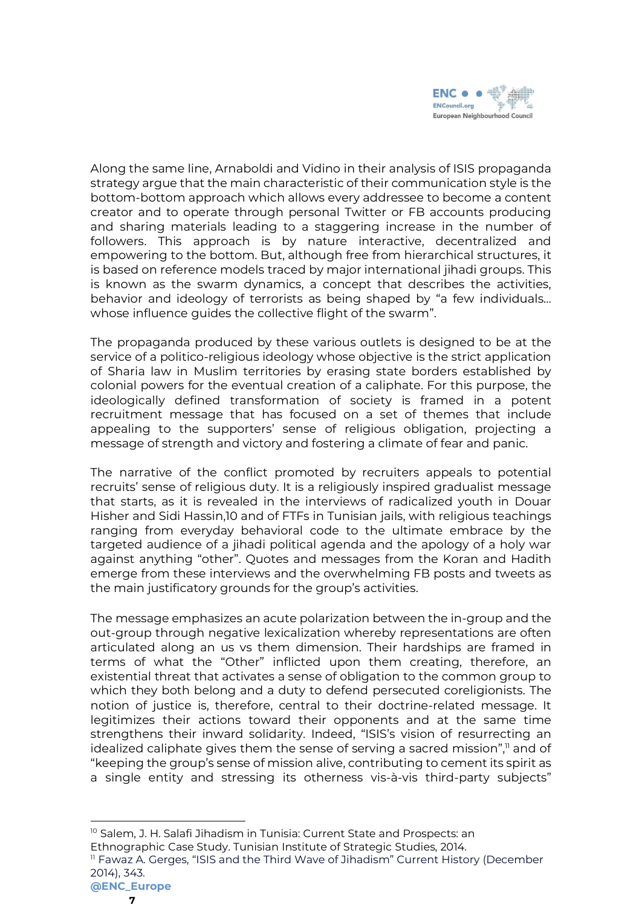Along the same line, Arnaboldi and Vidino in their analysis of ISIS propaganda strategy argue that the main characteristic of their communication style is the bottom-bottom approach which allows every addressee to become a content creator and to operate through personal Twitter or FB accounts producing and sharing materials leading to a staggering increase in the number of followers. This approach is by nature interactive, decentralized and empowering to the bottom. But, although free from hierarchical structures, it is based on reference models traced by major international jihadi groups. This is known as the swarm dynamics, a concept that describes the activities, behavior and ideology of terrorists as being shaped by "a few individuals... whose influence guides the collective flight of the swarm".

The propaganda produced by these various outlets is designed to be at the service of a politico-religious ideology whose objective is the strict application of Sharia law in Muslim territories by erasing state borders established by colonial powers for the eventual creation of a caliphate. For this purpose, the ideologically defined transformation of society is framed in a potent recruitment message that has focused on a set of themes that include appealing to the supporters' sense of religious obligation, projecting a message of strength and victory and fostering a climate of fear and panic.

The narrative of the conflict promoted by recruiters appeals to potential recruits' sense of religious duty. It is a religiously inspired gradualist message that starts, as it is revealed in the interviews of radicalized youth in Douar Hisher and Sidi Hassin,10 and of FTFs in Tunisian jails, with religious teachings ranging from everyday behavioral code to the ultimate embrace by the targeted audience of a jihadi political agenda and the apology of a holy war against anything "other". Quotes and messages from the Koran and Hadith emerge from these interviews and the overwhelming FB posts and tweets as the main justificatory grounds for the group's activities.

The message emphasizes an acute polarization between the in-group and the out-group through negative lexicalization whereby representations are often articulated along an us vs them dimension. Their hardships are framed in terms of what the "Other" inflicted upon them creating, therefore, an existential threat that activates a sense of obligation to the common group to which they both belong and a duty to defend persecuted coreligionists. The notion of justice is, therefore, central to their doctrine-related message. It legitimizes their actions toward their opponents and at the same time strengthens their inward solidarity. Indeed, "ISIS's vision of resurrecting an idealized caliphate gives them the sense of serving a sacred mission",[11] and of "keeping the group's sense of mission alive, contributing to cement its spirit as a single entity and stressing its otherness vis-à-vis third-party subjects"

---

[10] Salem, J. H. Salafi Jihadism in Tunisia: Current State and Prospects: an Ethnographic Case Study. Tunisian Institute of Strategic Studies, 2014.

[11] Fawaz A. Gerges, "ISIS and the Third Wave of Jihadism" Current History (December 2014), 343.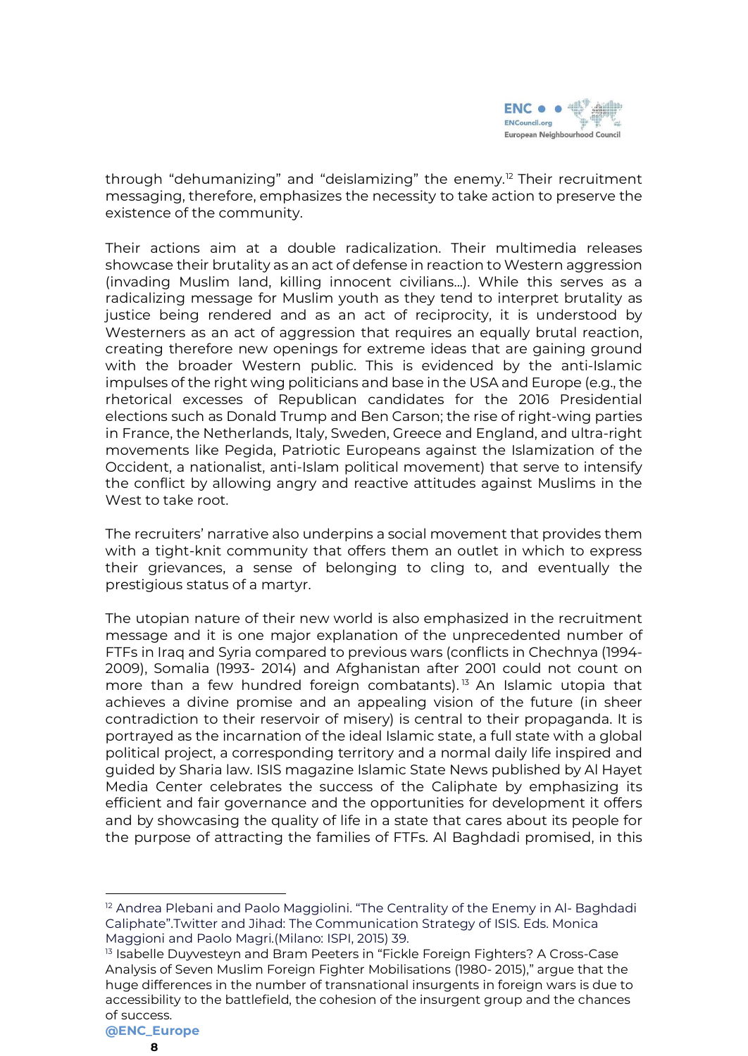through "dehumanizing" and "deislamizing" the enemy.[12] Their recruitment messaging, therefore, emphasizes the necessity to take action to preserve the existence of the community.

Their actions aim at a double radicalization. Their multimedia releases showcase their brutality as an act of defense in reaction to Western aggression (invading Muslim land, killing innocent civilians…). While this serves as a radicalizing message for Muslim youth as they tend to interpret brutality as justice being rendered and as an act of reciprocity, it is understood by Westerners as an act of aggression that requires an equally brutal reaction, creating therefore new openings for extreme ideas that are gaining ground with the broader Western public. This is evidenced by the anti-Islamic impulses of the right wing politicians and base in the USA and Europe (e.g., the rhetorical excesses of Republican candidates for the 2016 Presidential elections such as Donald Trump and Ben Carson; the rise of right-wing parties in France, the Netherlands, Italy, Sweden, Greece and England, and ultra-right movements like Pegida, Patriotic Europeans against the Islamization of the Occident, a nationalist, anti-Islam political movement) that serve to intensify the conflict by allowing angry and reactive attitudes against Muslims in the West to take root.

The recruiters' narrative also underpins a social movement that provides them with a tight-knit community that offers them an outlet in which to express their grievances, a sense of belonging to cling to, and eventually the prestigious status of a martyr.

The utopian nature of their new world is also emphasized in the recruitment message and it is one major explanation of the unprecedented number of FTFs in Iraq and Syria compared to previous wars (conflicts in Chechnya (1994-2009), Somalia (1993- 2014) and Afghanistan after 2001 could not count on more than a few hundred foreign combatants).[13] An Islamic utopia that achieves a divine promise and an appealing vision of the future (in sheer contradiction to their reservoir of misery) is central to their propaganda. It is portrayed as the incarnation of the ideal Islamic state, a full state with a global political project, a corresponding territory and a normal daily life inspired and guided by Sharia law. ISIS magazine Islamic State News published by Al Hayet Media Center celebrates the success of the Caliphate by emphasizing its efficient and fair governance and the opportunities for development it offers and by showcasing the quality of life in a state that cares about its people for the purpose of attracting the families of FTFs. Al Baghdadi promised, in this

---

[12] Andrea Plebani and Paolo Maggiolini. "The Centrality of the Enemy in Al- Baghdadi Caliphate".Twitter and Jihad: The Communication Strategy of ISIS. Eds. Monica Maggioni and Paolo Magri.(Milano: ISPI, 2015) 39.

[13] Isabelle Duyvesteyn and Bram Peeters in "Fickle Foreign Fighters? A Cross-Case Analysis of Seven Muslim Foreign Fighter Mobilisations (1980- 2015)," argue that the huge differences in the number of transnational insurgents in foreign wars is due to accessibility to the battlefield, the cohesion of the insurgent group and the chances of success.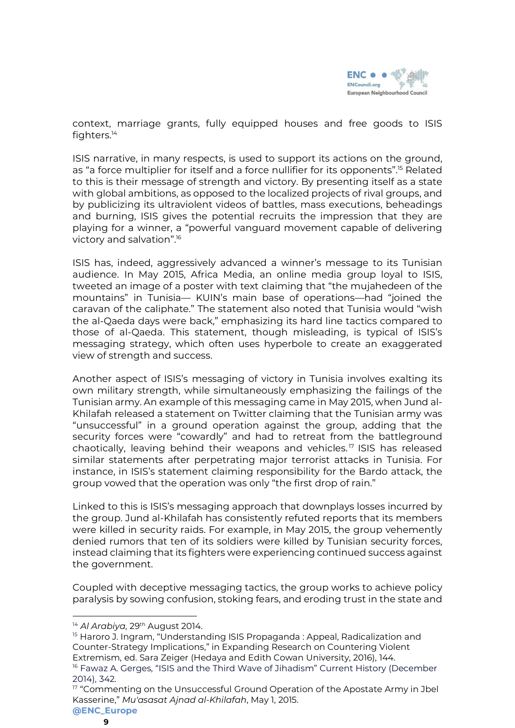context, marriage grants, fully equipped houses and free goods to ISIS fighters.[14]

ISIS narrative, in many respects, is used to support its actions on the ground, as "a force multiplier for itself and a force nullifier for its opponents".[15] Related to this is their message of strength and victory. By presenting itself as a state with global ambitions, as opposed to the localized projects of rival groups, and by publicizing its ultraviolent videos of battles, mass executions, beheadings and burning, ISIS gives the potential recruits the impression that they are playing for a winner, a "powerful vanguard movement capable of delivering victory and salvation".[16]

ISIS has, indeed, aggressively advanced a winner's message to its Tunisian audience. In May 2015, Africa Media, an online media group loyal to ISIS, tweeted an image of a poster with text claiming that "the mujahedeen of the mountains" in Tunisia— KUIN's main base of operations—had "joined the caravan of the caliphate." The statement also noted that Tunisia would "wish the al-Qaeda days were back," emphasizing its hard line tactics compared to those of al-Qaeda. This statement, though misleading, is typical of ISIS's messaging strategy, which often uses hyperbole to create an exaggerated view of strength and success.

Another aspect of ISIS's messaging of victory in Tunisia involves exalting its own military strength, while simultaneously emphasizing the failings of the Tunisian army. An example of this messaging came in May 2015, when Jund al-Khilafah released a statement on Twitter claiming that the Tunisian army was "unsuccessful" in a ground operation against the group, adding that the security forces were "cowardly" and had to retreat from the battleground chaotically, leaving behind their weapons and vehicles.[17] ISIS has released similar statements after perpetrating major terrorist attacks in Tunisia. For instance, in ISIS's statement claiming responsibility for the Bardo attack, the group vowed that the operation was only "the first drop of rain."

Linked to this is ISIS's messaging approach that downplays losses incurred by the group. Jund al-Khilafah has consistently refuted reports that its members were killed in security raids. For example, in May 2015, the group vehemently denied rumors that ten of its soldiers were killed by Tunisian security forces, instead claiming that its fighters were experiencing continued success against the government.

Coupled with deceptive messaging tactics, the group works to achieve policy paralysis by sowing confusion, stoking fears, and eroding trust in the state and

---

[14] *Al Arabiya*, 29th August 2014.

[15] Haroro J. Ingram, "Understanding ISIS Propaganda : Appeal, Radicalization and Counter-Strategy Implications," in Expanding Research on Countering Violent Extremism, ed. Sara Zeiger (Hedaya and Edith Cowan University, 2016), 144.

[16] Fawaz A. Gerges, "ISIS and the Third Wave of Jihadism" Current History (December 2014), 342.

[17] "Commenting on the Unsuccessful Ground Operation of the Apostate Army in Jbel Kasserine," *Mu'asasat Ajnad al-Khilafah*, May 1, 2015.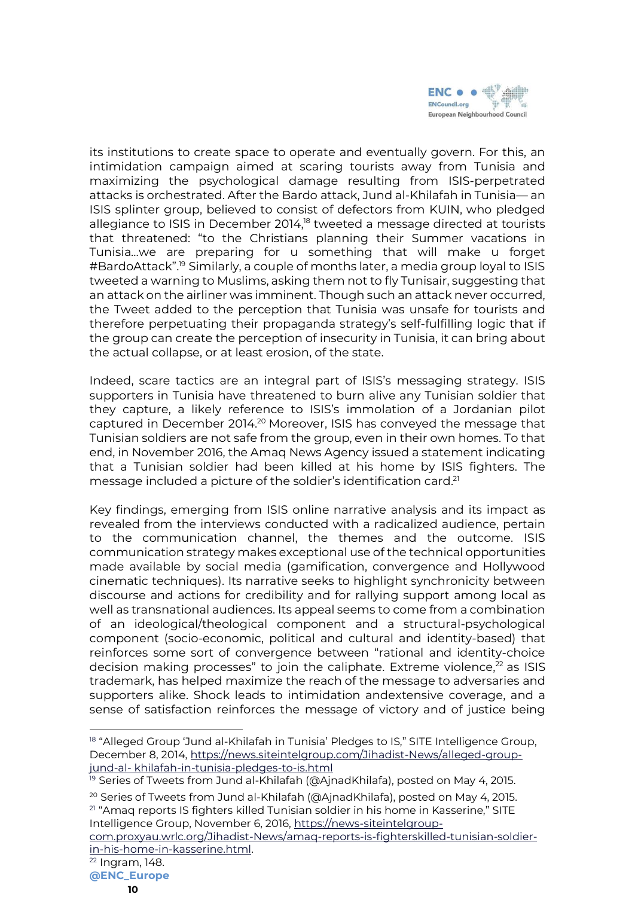its institutions to create space to operate and eventually govern. For this, an intimidation campaign aimed at scaring tourists away from Tunisia and maximizing the psychological damage resulting from ISIS-perpetrated attacks is orchestrated. After the Bardo attack, Jund al-Khilafah in Tunisia— an ISIS splinter group, believed to consist of defectors from KUIN, who pledged allegiance to ISIS in December 2014,[18] tweeted a message directed at tourists that threatened: "to the Christians planning their Summer vacations in Tunisia…we are preparing for u something that will make u forget #BardoAttack".[19] Similarly, a couple of months later, a media group loyal to ISIS tweeted a warning to Muslims, asking them not to fly Tunisair, suggesting that an attack on the airliner was imminent. Though such an attack never occurred, the Tweet added to the perception that Tunisia was unsafe for tourists and therefore perpetuating their propaganda strategy's self-fulfilling logic that if the group can create the perception of insecurity in Tunisia, it can bring about the actual collapse, or at least erosion, of the state.

Indeed, scare tactics are an integral part of ISIS's messaging strategy. ISIS supporters in Tunisia have threatened to burn alive any Tunisian soldier that they capture, a likely reference to ISIS's immolation of a Jordanian pilot captured in December 2014.[20] Moreover, ISIS has conveyed the message that Tunisian soldiers are not safe from the group, even in their own homes. To that end, in November 2016, the Amaq News Agency issued a statement indicating that a Tunisian soldier had been killed at his home by ISIS fighters. The message included a picture of the soldier's identification card.[21]

Key findings, emerging from ISIS online narrative analysis and its impact as revealed from the interviews conducted with a radicalized audience, pertain to the communication channel, the themes and the outcome. ISIS communication strategy makes exceptional use of the technical opportunities made available by social media (gamification, convergence and Hollywood cinematic techniques). Its narrative seeks to highlight synchronicity between discourse and actions for credibility and for rallying support among local as well as transnational audiences. Its appeal seems to come from a combination of an ideological/theological component and a structural-psychological component (socio-economic, political and cultural and identity-based) that reinforces some sort of convergence between "rational and identity-choice decision making processes" to join the caliphate. Extreme violence,[22] as ISIS trademark, has helped maximize the reach of the message to adversaries and supporters alike. Shock leads to intimidation andextensive coverage, and a sense of satisfaction reinforces the message of victory and of justice being

---

[18] "Alleged Group 'Jund al-Khilafah in Tunisia' Pledges to IS," SITE Intelligence Group, December 8, 2014, https://news.siteintelgroup.com/Jihadist-News/alleged-group-jund-al- khilafah-in-tunisia-pledges-to-is.html

[19] Series of Tweets from Jund al-Khilafah (@AjnadKhilafa), posted on May 4, 2015.

[20] Series of Tweets from Jund al-Khilafah (@AjnadKhilafa), posted on May 4, 2015.

[21] "Amaq reports IS fighters killed Tunisian soldier in his home in Kasserine," SITE Intelligence Group, November 6, 2016, https://news-siteintelgroup-com.proxyau.wrlc.org/Jihadist-News/amaq-reports-is-fighterskilled-tunisian-soldier-in-his-home-in-kasserine.html.

[22] Ingram, 148.

@ENC_Europe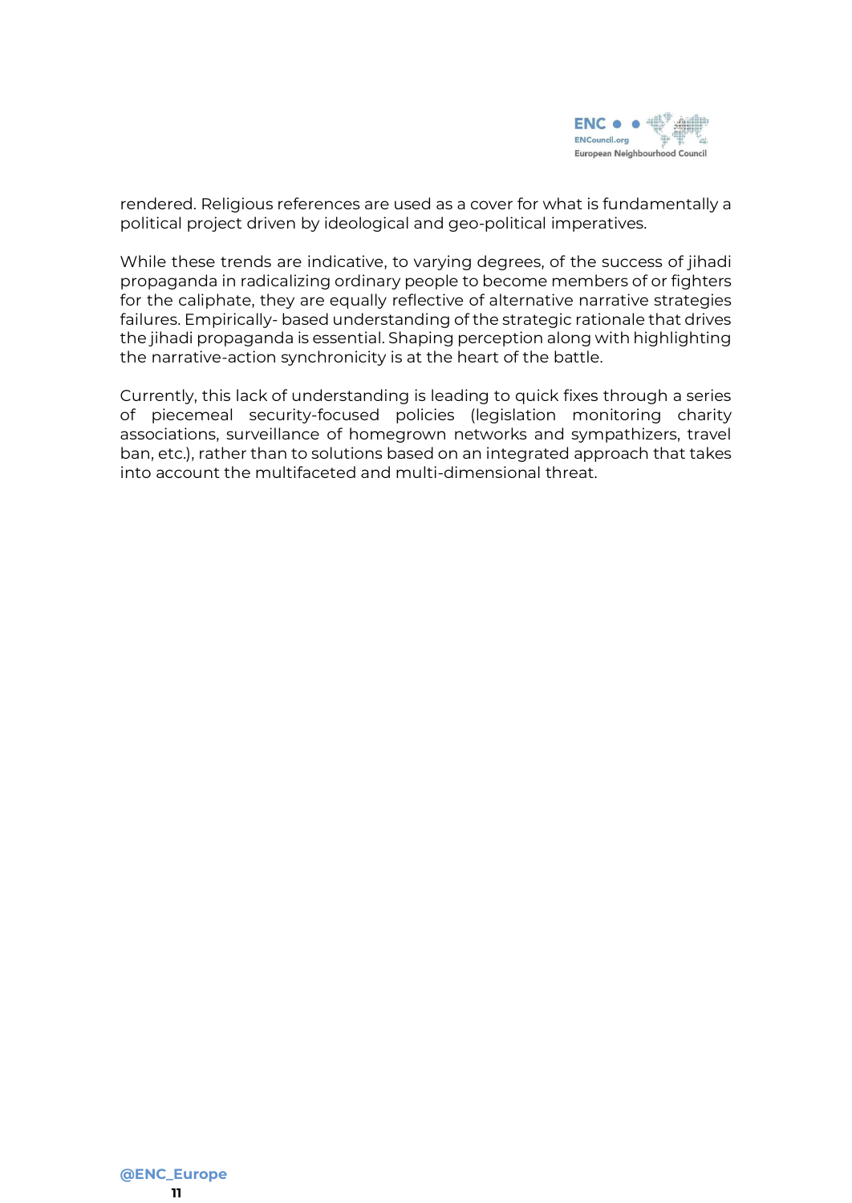rendered. Religious references are used as a cover for what is fundamentally a political project driven by ideological and geo-political imperatives.

While these trends are indicative, to varying degrees, of the success of jihadi propaganda in radicalizing ordinary people to become members of or fighters for the caliphate, they are equally reflective of alternative narrative strategies failures. Empirically- based understanding of the strategic rationale that drives the jihadi propaganda is essential. Shaping perception along with highlighting the narrative-action synchronicity is at the heart of the battle.

Currently, this lack of understanding is leading to quick fixes through a series of piecemeal security-focused policies (legislation monitoring charity associations, surveillance of homegrown networks and sympathizers, travel ban, etc.), rather than to solutions based on an integrated approach that takes into account the multifaceted and multi-dimensional threat.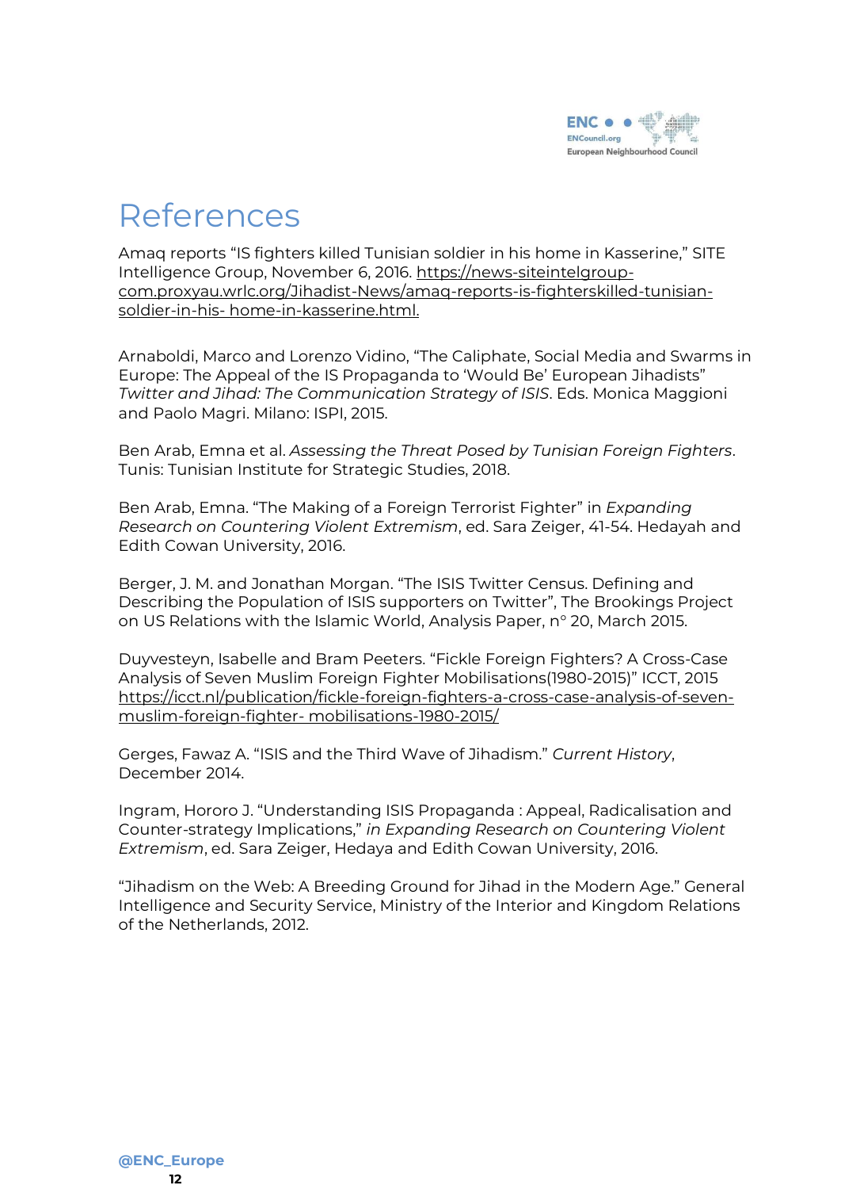# References

Amaq reports "IS fighters killed Tunisian soldier in his home in Kasserine," SITE Intelligence Group, November 6, 2016. https://news-siteintelgroup-com.proxyau.wrlc.org/Jihadist-News/amaq-reports-is-fighterskilled-tunisian-soldier-in-his- home-in-kasserine.html.

Arnaboldi, Marco and Lorenzo Vidino, "The Caliphate, Social Media and Swarms in Europe: The Appeal of the IS Propaganda to 'Would Be' European Jihadists" *Twitter and Jihad: The Communication Strategy of ISIS*. Eds. Monica Maggioni and Paolo Magri. Milano: ISPI, 2015.

Ben Arab, Emna et al. *Assessing the Threat Posed by Tunisian Foreign Fighters*. Tunis: Tunisian Institute for Strategic Studies, 2018.

Ben Arab, Emna. "The Making of a Foreign Terrorist Fighter" in *Expanding Research on Countering Violent Extremism*, ed. Sara Zeiger, 41-54. Hedayah and Edith Cowan University, 2016.

Berger, J. M. and Jonathan Morgan. "The ISIS Twitter Census. Defining and Describing the Population of ISIS supporters on Twitter", The Brookings Project on US Relations with the Islamic World, Analysis Paper, n° 20, March 2015.

Duyvesteyn, Isabelle and Bram Peeters. "Fickle Foreign Fighters? A Cross-Case Analysis of Seven Muslim Foreign Fighter Mobilisations(1980-2015)" ICCT, 2015 https://icct.nl/publication/fickle-foreign-fighters-a-cross-case-analysis-of-seven-muslim-foreign-fighter- mobilisations-1980-2015/

Gerges, Fawaz A. "ISIS and the Third Wave of Jihadism." *Current History*, December 2014.

Ingram, Hororo J. "Understanding ISIS Propaganda : Appeal, Radicalisation and Counter-strategy Implications," *in Expanding Research on Countering Violent Extremism*, ed. Sara Zeiger, Hedaya and Edith Cowan University, 2016.

"Jihadism on the Web: A Breeding Ground for Jihad in the Modern Age." General Intelligence and Security Service, Ministry of the Interior and Kingdom Relations of the Netherlands, 2012.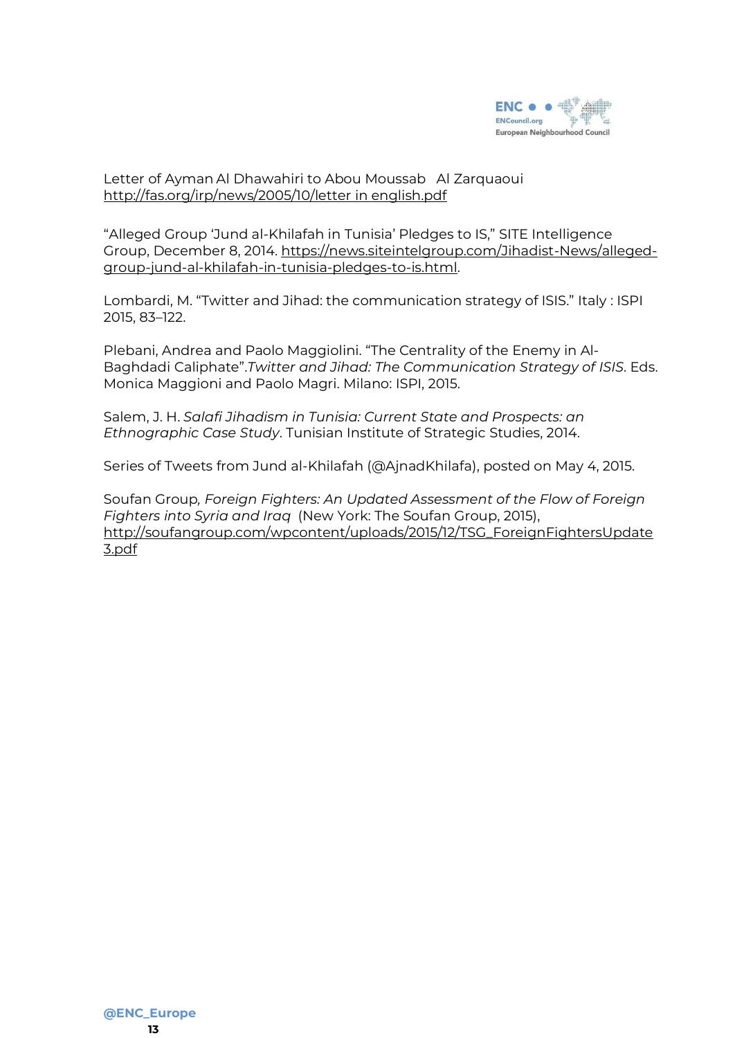Letter of Ayman Al Dhawahiri to Abou Moussab Al Zarquaoui
http://fas.org/irp/news/2005/10/letter in english.pdf

"Alleged Group 'Jund al-Khilafah in Tunisia' Pledges to IS," SITE Intelligence Group, December 8, 2014. https://news.siteintelgroup.com/Jihadist-News/alleged-group-jund-al-khilafah-in-tunisia-pledges-to-is.html.

Lombardi, M. "Twitter and Jihad: the communication strategy of ISIS." Italy : ISPI 2015, 83–122.

Plebani, Andrea and Paolo Maggiolini. "The Centrality of the Enemy in Al-Baghdadi Caliphate".*Twitter and Jihad: The Communication Strategy of ISIS*. Eds. Monica Maggioni and Paolo Magri. Milano: ISPI, 2015.

Salem, J. H. *Salafi Jihadism in Tunisia: Current State and Prospects: an Ethnographic Case Study*. Tunisian Institute of Strategic Studies, 2014.

Series of Tweets from Jund al-Khilafah (@AjnadKhilafa), posted on May 4, 2015.

Soufan Group*, Foreign Fighters: An Updated Assessment of the Flow of Foreign Fighters into Syria and Iraq* (New York: The Soufan Group, 2015), http://soufangroup.com/wpcontent/uploads/2015/12/TSG_ForeignFightersUpdate3.pdf